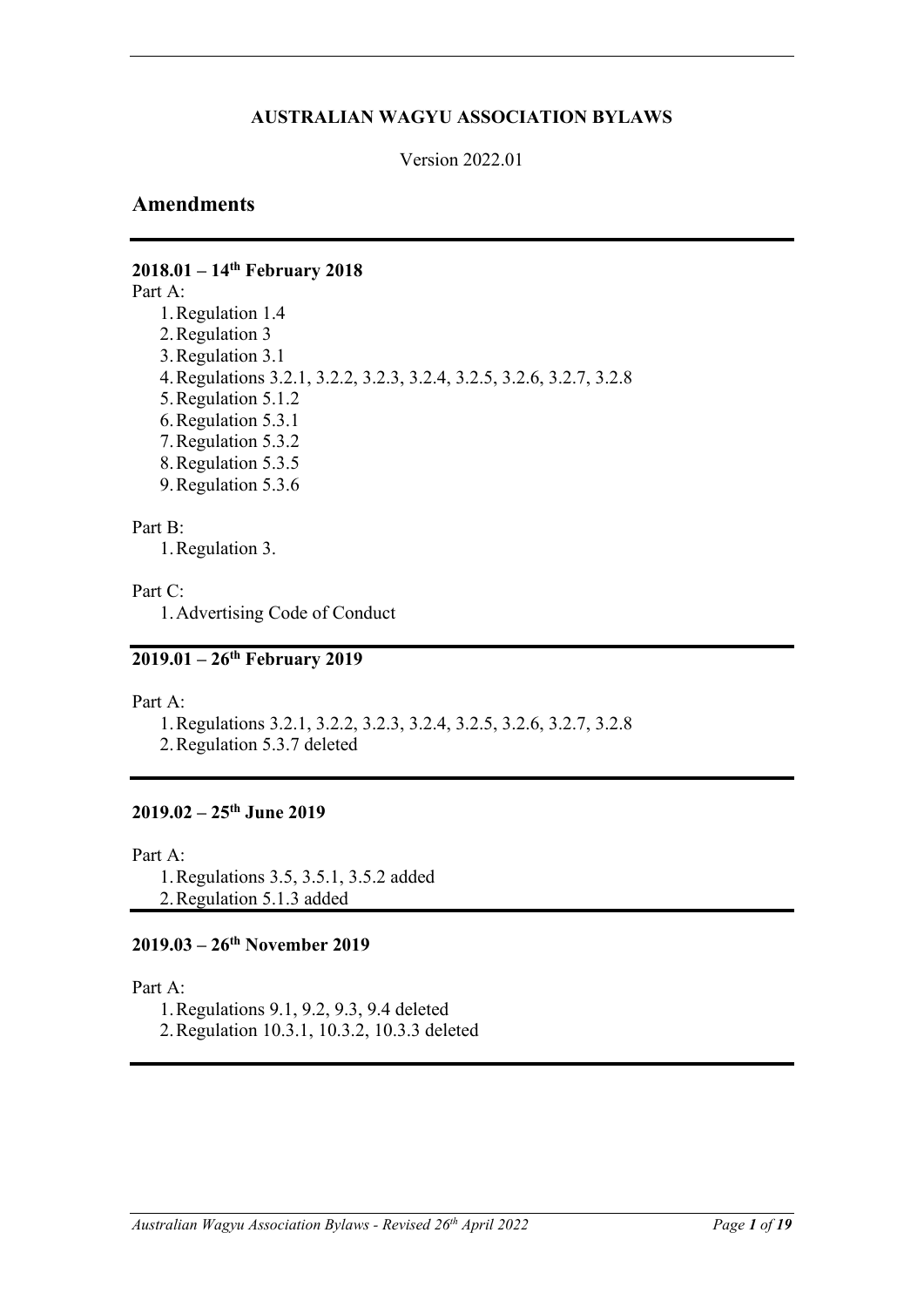**AUSTRALIAN WAGYU ASSOCIATION BYLAWS**

Version 2022.01

## Amendments

### 2018.01 – 14th February 2018

Part A:

1. Regulation 1.4
2. Regulation 3
3. Regulation 3.1
4. Regulations 3.2.1, 3.2.2, 3.2.3, 3.2.4, 3.2.5, 3.2.6, 3.2.7, 3.2.8
5. Regulation 5.1.2
6. Regulation 5.3.1
7. Regulation 5.3.2
8. Regulation 5.3.5
9. Regulation 5.3.6

Part B:

1. Regulation 3.

Part C:

1. Advertising Code of Conduct

### 2019.01 – 26th February 2019

Part A:

1. Regulations 3.2.1, 3.2.2, 3.2.3, 3.2.4, 3.2.5, 3.2.6, 3.2.7, 3.2.8
2. Regulation 5.3.7 deleted

### 2019.02 – 25th June 2019

Part A:

1. Regulations 3.5, 3.5.1, 3.5.2 added
2. Regulation 5.1.3 added

### 2019.03 – 26th November 2019

Part A:

1. Regulations 9.1, 9.2, 9.3, 9.4 deleted
2. Regulation 10.3.1, 10.3.2, 10.3.3 deleted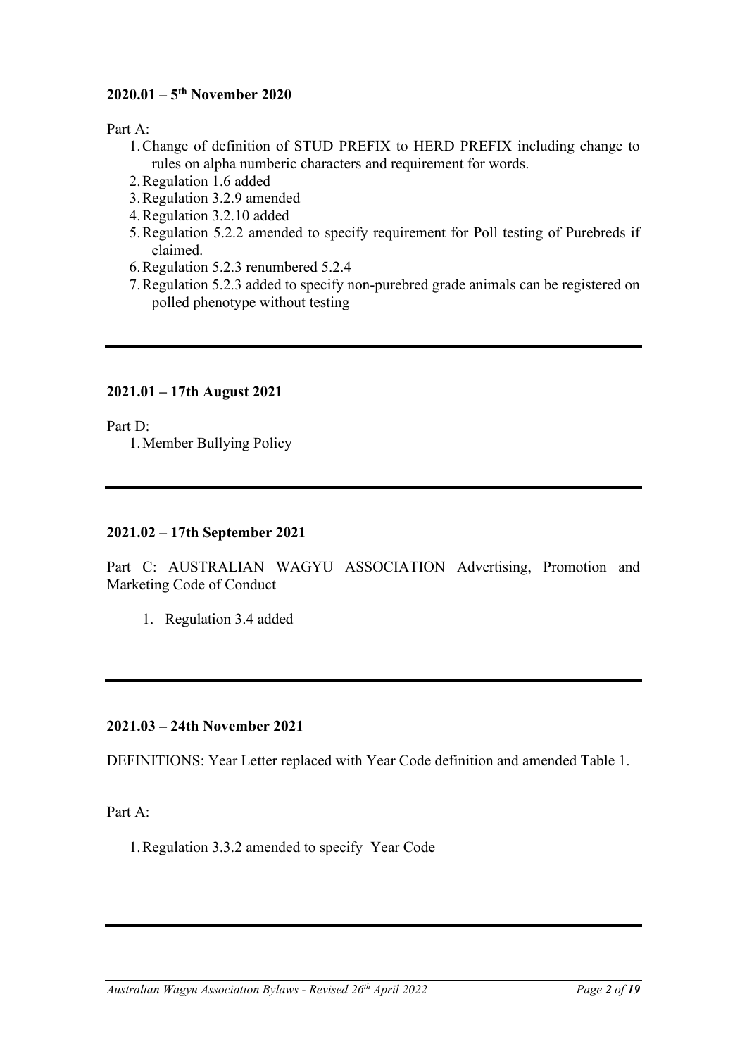**2020.01 – 5th November 2020**

Part A:

1. Change of definition of STUD PREFIX to HERD PREFIX including change to rules on alpha numberic characters and requirement for words.
2. Regulation 1.6 added
3. Regulation 3.2.9 amended
4. Regulation 3.2.10 added
5. Regulation 5.2.2 amended to specify requirement for Poll testing of Purebreds if claimed.
6. Regulation 5.2.3 renumbered 5.2.4
7. Regulation 5.2.3 added to specify non-purebred grade animals can be registered on polled phenotype without testing

---

**2021.01 – 17th August 2021**

Part D:

1. Member Bullying Policy

---

**2021.02 – 17th September 2021**

Part C: AUSTRALIAN WAGYU ASSOCIATION Advertising, Promotion and Marketing Code of Conduct

1. Regulation 3.4 added

---

**2021.03 – 24th November 2021**

DEFINITIONS: Year Letter replaced with Year Code definition and amended Table 1.

Part A:

1. Regulation 3.3.2 amended to specify Year Code

---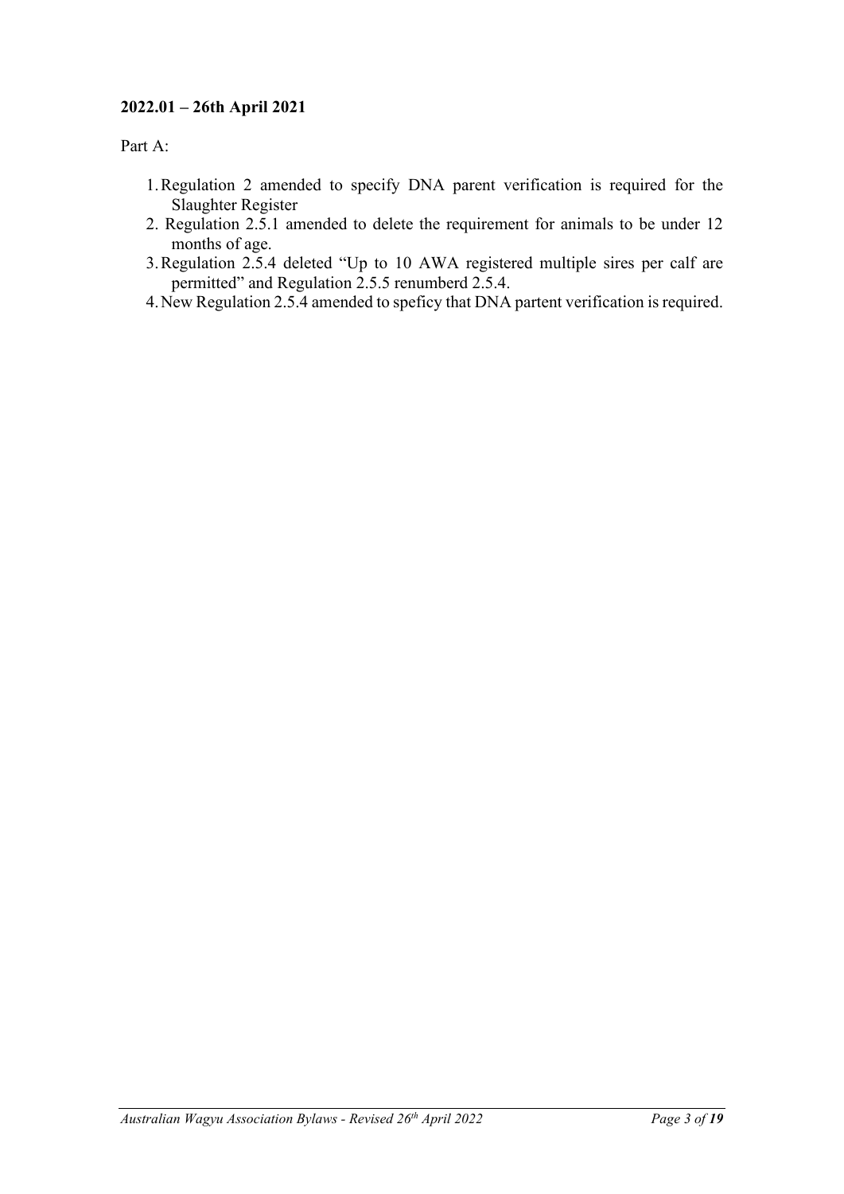**2022.01 – 26th April 2021**

Part A:

1. Regulation 2 amended to specify DNA parent verification is required for the Slaughter Register
2. Regulation 2.5.1 amended to delete the requirement for animals to be under 12 months of age.
3. Regulation 2.5.4 deleted "Up to 10 AWA registered multiple sires per calf are permitted" and Regulation 2.5.5 renumberd 2.5.4.
4. New Regulation 2.5.4 amended to speficy that DNA partent verification is required.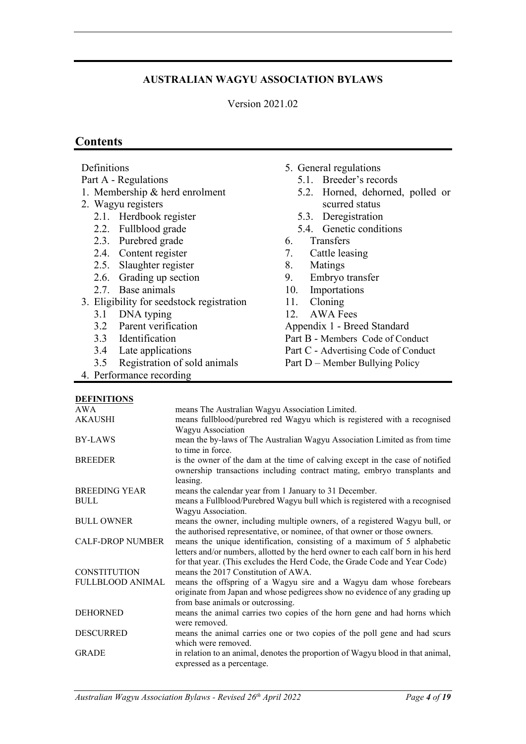**AUSTRALIAN WAGYU ASSOCIATION BYLAWS**

Version 2021.02

# Contents

- Definitions
- Part A - Regulations
- 1. Membership & herd enrolment
- 2. Wagyu registers
  - 2.1. Herdbook register
  - 2.2. Fullblood grade
  - 2.3. Purebred grade
  - 2.4. Content register
  - 2.5. Slaughter register
  - 2.6. Grading up section
  - 2.7. Base animals
- 3. Eligibility for seedstock registration
  - 3.1 DNA typing
  - 3.2 Parent verification
  - 3.3 Identification
  - 3.4 Late applications
  - 3.5 Registration of sold animals
- 4. Performance recording
- 5. General regulations
  - 5.1. Breeder's records
  - 5.2. Horned, dehorned, polled or scurred status
  - 5.3. Deregistration
  - 5.4. Genetic conditions
- 6. Transfers
- 7. Cattle leasing
- 8. Matings
- 9. Embryo transfer
- 10. Importations
- 11. Cloning
- 12. AWA Fees
- Appendix 1 - Breed Standard
- Part B - Members Code of Conduct
- Part C - Advertising Code of Conduct
- Part D – Member Bullying Policy

**DEFINITIONS**

| | |
|---|---|
| AWA | means The Australian Wagyu Association Limited. |
| AKAUSHI | means fullblood/purebred red Wagyu which is registered with a recognised Wagyu Association |
| BY-LAWS | mean the by-laws of The Australian Wagyu Association Limited as from time to time in force. |
| BREEDER | is the owner of the dam at the time of calving except in the case of notified ownership transactions including contract mating, embryo transplants and leasing. |
| BREEDING YEAR | means the calendar year from 1 January to 31 December. |
| BULL | means a Fullblood/Purebred Wagyu bull which is registered with a recognised Wagyu Association. |
| BULL OWNER | means the owner, including multiple owners, of a registered Wagyu bull, or the authorised representative, or nominee, of that owner or those owners. |
| CALF-DROP NUMBER | means the unique identification, consisting of a maximum of 5 alphabetic letters and/or numbers, allotted by the herd owner to each calf born in his herd for that year. (This excludes the Herd Code, the Grade Code and Year Code) |
| CONSTITUTION | means the 2017 Constitution of AWA. |
| FULLBLOOD ANIMAL | means the offspring of a Wagyu sire and a Wagyu dam whose forebears originate from Japan and whose pedigrees show no evidence of any grading up from base animals or outcrossing. |
| DEHORNED | means the animal carries two copies of the horn gene and had horns which were removed. |
| DESCURRED | means the animal carries one or two copies of the poll gene and had scurs which were removed. |
| GRADE | in relation to an animal, denotes the proportion of Wagyu blood in that animal, expressed as a percentage. |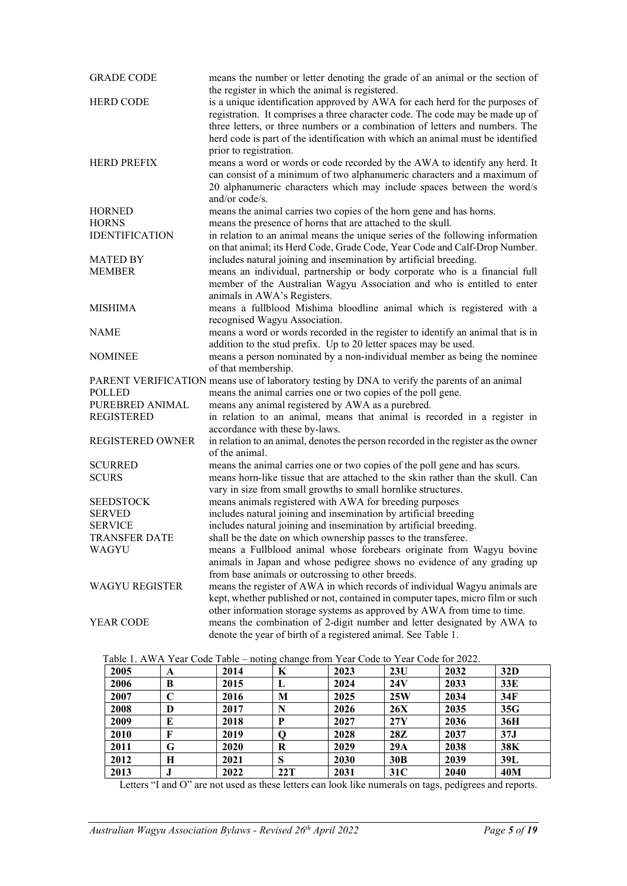| | |
|---|---|
| GRADE CODE | means the number or letter denoting the grade of an animal or the section of the register in which the animal is registered. |
| HERD CODE | is a unique identification approved by AWA for each herd for the purposes of registration. It comprises a three character code. The code may be made up of three letters, or three numbers or a combination of letters and numbers. The herd code is part of the identification with which an animal must be identified prior to registration. |
| HERD PREFIX | means a word or words or code recorded by the AWA to identify any herd. It can consist of a minimum of two alphanumeric characters and a maximum of 20 alphanumeric characters which may include spaces between the word/s and/or code/s. |
| HORNED | means the animal carries two copies of the horn gene and has horns. |
| HORNS | means the presence of horns that are attached to the skull. |
| IDENTIFICATION | in relation to an animal means the unique series of the following information on that animal; its Herd Code, Grade Code, Year Code and Calf-Drop Number. |
| MATED BY | includes natural joining and insemination by artificial breeding. |
| MEMBER | means an individual, partnership or body corporate who is a financial full member of the Australian Wagyu Association and who is entitled to enter animals in AWA's Registers. |
| MISHIMA | means a fullblood Mishima bloodline animal which is registered with a recognised Wagyu Association. |
| NAME | means a word or words recorded in the register to identify an animal that is in addition to the stud prefix. Up to 20 letter spaces may be used. |
| NOMINEE | means a person nominated by a non-individual member as being the nominee of that membership. |
| PARENT VERIFICATION | means use of laboratory testing by DNA to verify the parents of an animal |
| POLLED | means the animal carries one or two copies of the poll gene. |
| PUREBRED ANIMAL | means any animal registered by AWA as a purebred. |
| REGISTERED | in relation to an animal, means that animal is recorded in a register in accordance with these by-laws. |
| REGISTERED OWNER | in relation to an animal, denotes the person recorded in the register as the owner of the animal. |
| SCURRED | means the animal carries one or two copies of the poll gene and has scurs. |
| SCURS | means horn-like tissue that are attached to the skin rather than the skull. Can vary in size from small growths to small hornlike structures. |
| SEEDSTOCK | means animals registered with AWA for breeding purposes |
| SERVED | includes natural joining and insemination by artificial breeding |
| SERVICE | includes natural joining and insemination by artificial breeding. |
| TRANSFER DATE | shall be the date on which ownership passes to the transferee. |
| WAGYU | means a Fullblood animal whose forebears originate from Wagyu bovine animals in Japan and whose pedigree shows no evidence of any grading up from base animals or outcrossing to other breeds. |
| WAGYU REGISTER | means the register of AWA in which records of individual Wagyu animals are kept, whether published or not, contained in computer tapes, micro film or such other information storage systems as approved by AWA from time to time. |
| YEAR CODE | means the combination of 2-digit number and letter designated by AWA to denote the year of birth of a registered animal. See Table 1. |

Table 1. AWA Year Code Table – noting change from Year Code to Year Code for 2022.

| 2005 | A | 2014 | K | 2023 | 23U | 2032 | 32D |
|---|---|---|---|---|---|---|---|
| 2006 | B | 2015 | L | 2024 | 24V | 2033 | 33E |
| 2007 | C | 2016 | M | 2025 | 25W | 2034 | 34F |
| 2008 | D | 2017 | N | 2026 | 26X | 2035 | 35G |
| 2009 | E | 2018 | P | 2027 | 27Y | 2036 | 36H |
| 2010 | F | 2019 | Q | 2028 | 28Z | 2037 | 37J |
| 2011 | G | 2020 | R | 2029 | 29A | 2038 | 38K |
| 2012 | H | 2021 | S | 2030 | 30B | 2039 | 39L |
| 2013 | J | 2022 | 22T | 2031 | 31C | 2040 | 40M |

Letters "I and O" are not used as these letters can look like numerals on tags, pedigrees and reports.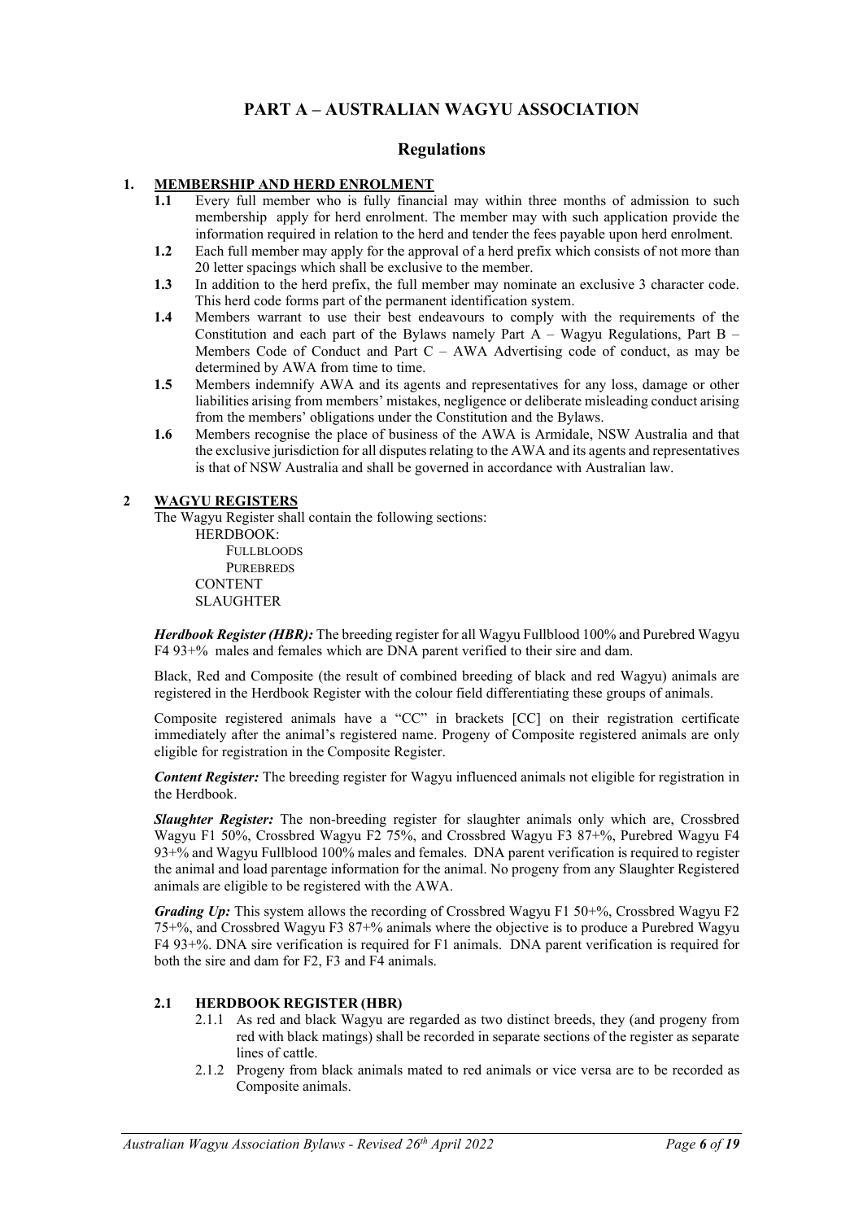# PART A – AUSTRALIAN WAGYU ASSOCIATION

## Regulations

### 1. MEMBERSHIP AND HERD ENROLMENT

**1.1** Every full member who is fully financial may within three months of admission to such membership apply for herd enrolment. The member may with such application provide the information required in relation to the herd and tender the fees payable upon herd enrolment.

**1.2** Each full member may apply for the approval of a herd prefix which consists of not more than 20 letter spacings which shall be exclusive to the member.

**1.3** In addition to the herd prefix, the full member may nominate an exclusive 3 character code. This herd code forms part of the permanent identification system.

**1.4** Members warrant to use their best endeavours to comply with the requirements of the Constitution and each part of the Bylaws namely Part A – Wagyu Regulations, Part B – Members Code of Conduct and Part C – AWA Advertising code of conduct, as may be determined by AWA from time to time.

**1.5** Members indemnify AWA and its agents and representatives for any loss, damage or other liabilities arising from members' mistakes, negligence or deliberate misleading conduct arising from the members' obligations under the Constitution and the Bylaws.

**1.6** Members recognise the place of business of the AWA is Armidale, NSW Australia and that the exclusive jurisdiction for all disputes relating to the AWA and its agents and representatives is that of NSW Australia and shall be governed in accordance with Australian law.

### 2 WAGYU REGISTERS

The Wagyu Register shall contain the following sections:

- HERDBOOK:
  - FULLBLOODS
  - PUREBREDS
- CONTENT
- SLAUGHTER

***Herdbook Register (HBR):*** The breeding register for all Wagyu Fullblood 100% and Purebred Wagyu F4 93+% males and females which are DNA parent verified to their sire and dam.

Black, Red and Composite (the result of combined breeding of black and red Wagyu) animals are registered in the Herdbook Register with the colour field differentiating these groups of animals.

Composite registered animals have a "CC" in brackets [CC] on their registration certificate immediately after the animal's registered name. Progeny of Composite registered animals are only eligible for registration in the Composite Register.

***Content Register:*** The breeding register for Wagyu influenced animals not eligible for registration in the Herdbook.

***Slaughter Register:*** The non-breeding register for slaughter animals only which are, Crossbred Wagyu F1 50%, Crossbred Wagyu F2 75%, and Crossbred Wagyu F3 87+%, Purebred Wagyu F4 93+% and Wagyu Fullblood 100% males and females. DNA parent verification is required to register the animal and load parentage information for the animal. No progeny from any Slaughter Registered animals are eligible to be registered with the AWA.

***Grading Up:*** This system allows the recording of Crossbred Wagyu F1 50+%, Crossbred Wagyu F2 75+%, and Crossbred Wagyu F3 87+% animals where the objective is to produce a Purebred Wagyu F4 93+%. DNA sire verification is required for F1 animals. DNA parent verification is required for both the sire and dam for F2, F3 and F4 animals.

#### 2.1 HERDBOOK REGISTER (HBR)

2.1.1 As red and black Wagyu are regarded as two distinct breeds, they (and progeny from red with black matings) shall be recorded in separate sections of the register as separate lines of cattle.

2.1.2 Progeny from black animals mated to red animals or vice versa are to be recorded as Composite animals.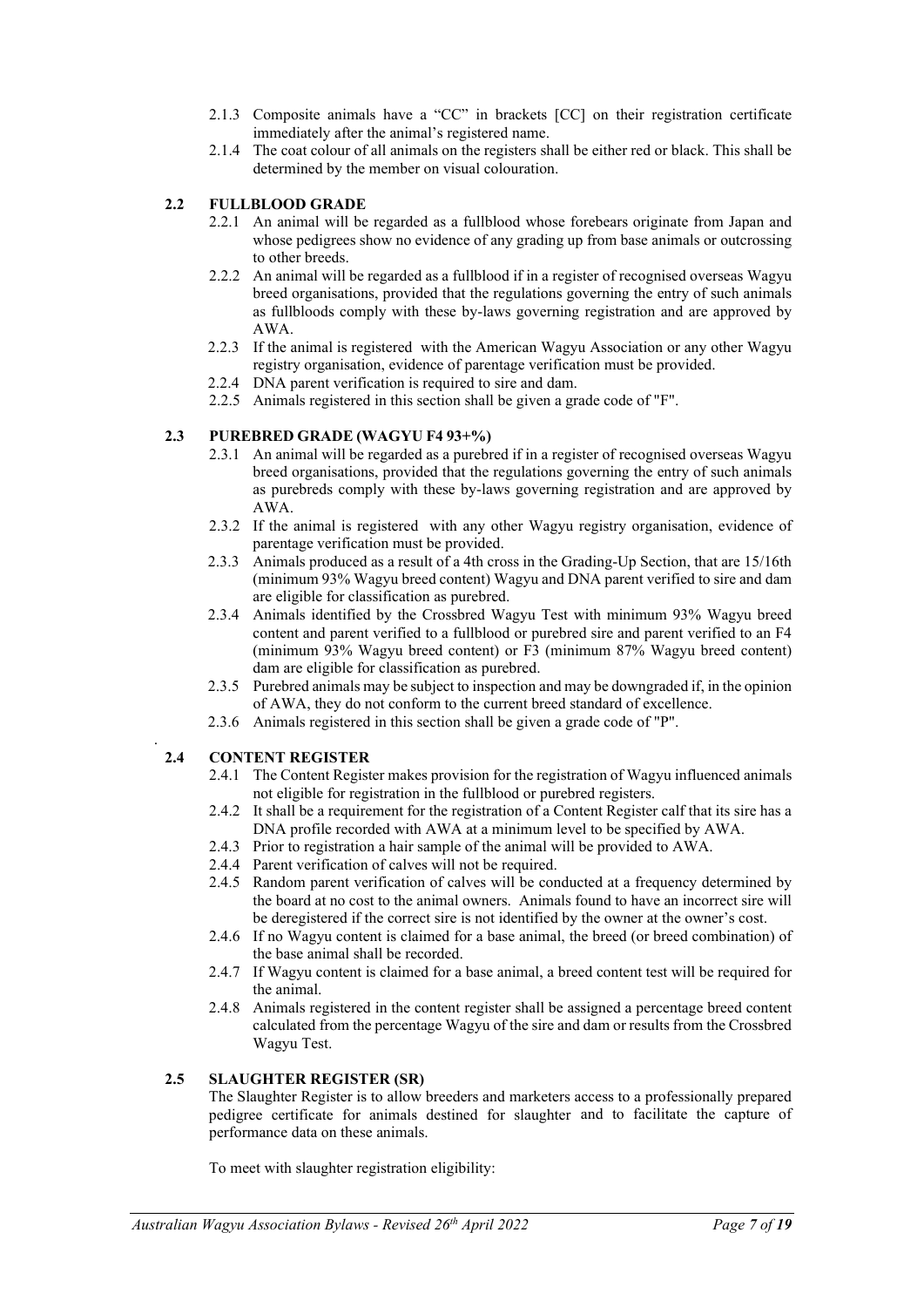2.1.3 Composite animals have a "CC" in brackets [CC] on their registration certificate immediately after the animal's registered name.

2.1.4 The coat colour of all animals on the registers shall be either red or black. This shall be determined by the member on visual colouration.

### 2.2 FULLBLOOD GRADE

2.2.1 An animal will be regarded as a fullblood whose forebears originate from Japan and whose pedigrees show no evidence of any grading up from base animals or outcrossing to other breeds.

2.2.2 An animal will be regarded as a fullblood if in a register of recognised overseas Wagyu breed organisations, provided that the regulations governing the entry of such animals as fullbloods comply with these by-laws governing registration and are approved by AWA.

2.2.3 If the animal is registered with the American Wagyu Association or any other Wagyu registry organisation, evidence of parentage verification must be provided.

2.2.4 DNA parent verification is required to sire and dam.

2.2.5 Animals registered in this section shall be given a grade code of "F".

### 2.3 PUREBRED GRADE (WAGYU F4 93+%)

2.3.1 An animal will be regarded as a purebred if in a register of recognised overseas Wagyu breed organisations, provided that the regulations governing the entry of such animals as purebreds comply with these by-laws governing registration and are approved by AWA.

2.3.2 If the animal is registered with any other Wagyu registry organisation, evidence of parentage verification must be provided.

2.3.3 Animals produced as a result of a 4th cross in the Grading-Up Section, that are 15/16th (minimum 93% Wagyu breed content) Wagyu and DNA parent verified to sire and dam are eligible for classification as purebred.

2.3.4 Animals identified by the Crossbred Wagyu Test with minimum 93% Wagyu breed content and parent verified to a fullblood or purebred sire and parent verified to an F4 (minimum 93% Wagyu breed content) or F3 (minimum 87% Wagyu breed content) dam are eligible for classification as purebred.

2.3.5 Purebred animals may be subject to inspection and may be downgraded if, in the opinion of AWA, they do not conform to the current breed standard of excellence.

2.3.6 Animals registered in this section shall be given a grade code of "P".

### 2.4 CONTENT REGISTER

2.4.1 The Content Register makes provision for the registration of Wagyu influenced animals not eligible for registration in the fullblood or purebred registers.

2.4.2 It shall be a requirement for the registration of a Content Register calf that its sire has a DNA profile recorded with AWA at a minimum level to be specified by AWA.

2.4.3 Prior to registration a hair sample of the animal will be provided to AWA.

2.4.4 Parent verification of calves will not be required.

2.4.5 Random parent verification of calves will be conducted at a frequency determined by the board at no cost to the animal owners. Animals found to have an incorrect sire will be deregistered if the correct sire is not identified by the owner at the owner's cost.

2.4.6 If no Wagyu content is claimed for a base animal, the breed (or breed combination) of the base animal shall be recorded.

2.4.7 If Wagyu content is claimed for a base animal, a breed content test will be required for the animal.

2.4.8 Animals registered in the content register shall be assigned a percentage breed content calculated from the percentage Wagyu of the sire and dam or results from the Crossbred Wagyu Test.

### 2.5 SLAUGHTER REGISTER (SR)

The Slaughter Register is to allow breeders and marketers access to a professionally prepared pedigree certificate for animals destined for slaughter and to facilitate the capture of performance data on these animals.

To meet with slaughter registration eligibility: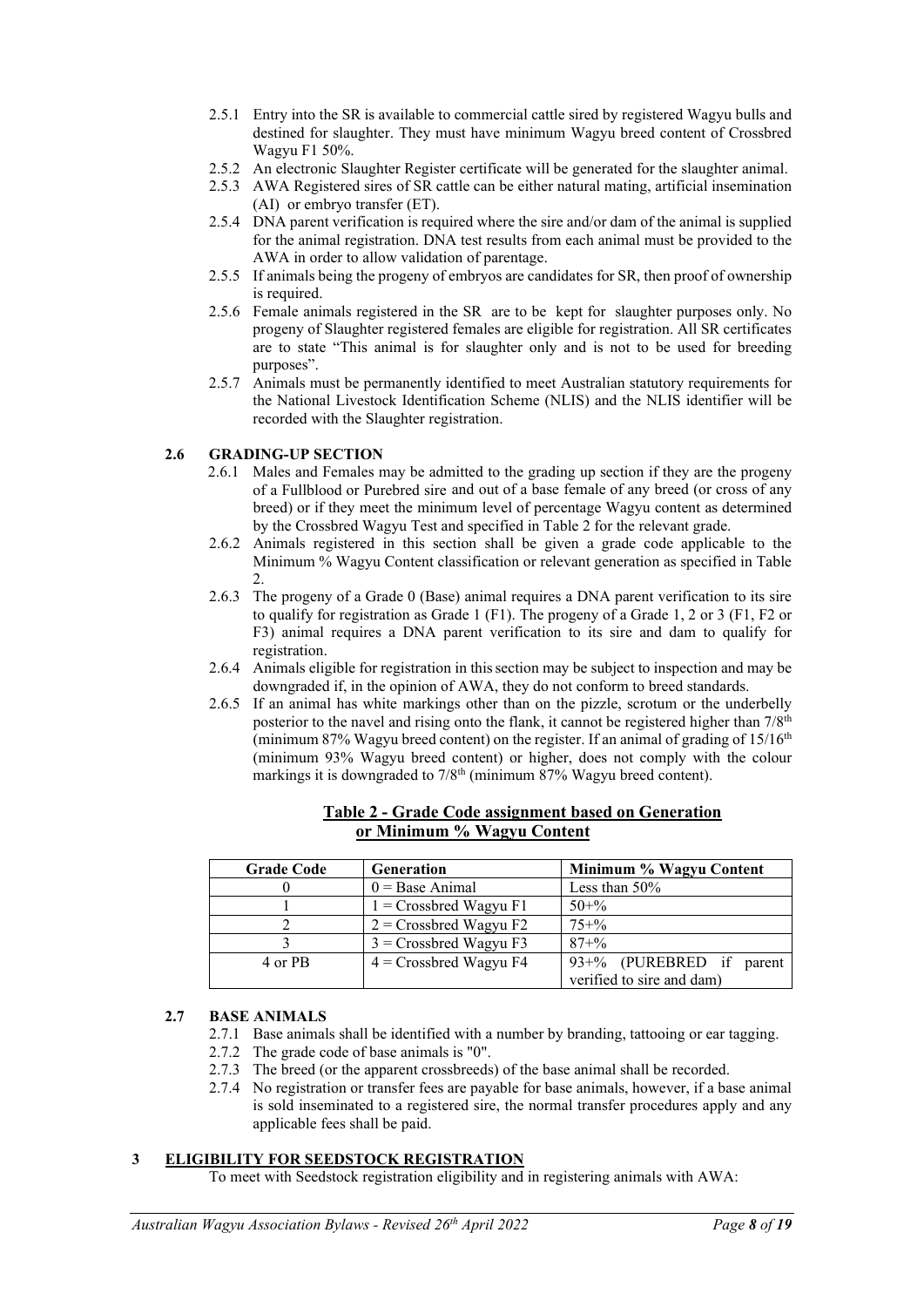2.5.1 Entry into the SR is available to commercial cattle sired by registered Wagyu bulls and destined for slaughter. They must have minimum Wagyu breed content of Crossbred Wagyu F1 50%.

2.5.2 An electronic Slaughter Register certificate will be generated for the slaughter animal.

2.5.3 AWA Registered sires of SR cattle can be either natural mating, artificial insemination (AI) or embryo transfer (ET).

2.5.4 DNA parent verification is required where the sire and/or dam of the animal is supplied for the animal registration. DNA test results from each animal must be provided to the AWA in order to allow validation of parentage.

2.5.5 If animals being the progeny of embryos are candidates for SR, then proof of ownership is required.

2.5.6 Female animals registered in the SR are to be kept for slaughter purposes only. No progeny of Slaughter registered females are eligible for registration. All SR certificates are to state "This animal is for slaughter only and is not to be used for breeding purposes".

2.5.7 Animals must be permanently identified to meet Australian statutory requirements for the National Livestock Identification Scheme (NLIS) and the NLIS identifier will be recorded with the Slaughter registration.

### 2.6 GRADING-UP SECTION

2.6.1 Males and Females may be admitted to the grading up section if they are the progeny of a Fullblood or Purebred sire and out of a base female of any breed (or cross of any breed) or if they meet the minimum level of percentage Wagyu content as determined by the Crossbred Wagyu Test and specified in Table 2 for the relevant grade.

2.6.2 Animals registered in this section shall be given a grade code applicable to the Minimum % Wagyu Content classification or relevant generation as specified in Table 2.

2.6.3 The progeny of a Grade 0 (Base) animal requires a DNA parent verification to its sire to qualify for registration as Grade 1 (F1). The progeny of a Grade 1, 2 or 3 (F1, F2 or F3) animal requires a DNA parent verification to its sire and dam to qualify for registration.

2.6.4 Animals eligible for registration in this section may be subject to inspection and may be downgraded if, in the opinion of AWA, they do not conform to breed standards.

2.6.5 If an animal has white markings other than on the pizzle, scrotum or the underbelly posterior to the navel and rising onto the flank, it cannot be registered higher than 7/8th (minimum 87% Wagyu breed content) on the register. If an animal of grading of 15/16th (minimum 93% Wagyu breed content) or higher, does not comply with the colour markings it is downgraded to 7/8th (minimum 87% Wagyu breed content).

**Table 2 - Grade Code assignment based on Generation or Minimum % Wagyu Content**

| Grade Code | Generation | Minimum % Wagyu Content |
|---|---|---|
| 0 | 0 = Base Animal | Less than 50% |
| 1 | 1 = Crossbred Wagyu F1 | 50+% |
| 2 | 2 = Crossbred Wagyu F2 | 75+% |
| 3 | 3 = Crossbred Wagyu F3 | 87+% |
| 4 or PB | 4 = Crossbred Wagyu F4 | 93+% (PUREBRED if parent verified to sire and dam) |

### 2.7 BASE ANIMALS

2.7.1 Base animals shall be identified with a number by branding, tattooing or ear tagging.

2.7.2 The grade code of base animals is "0".

2.7.3 The breed (or the apparent crossbreeds) of the base animal shall be recorded.

2.7.4 No registration or transfer fees are payable for base animals, however, if a base animal is sold inseminated to a registered sire, the normal transfer procedures apply and any applicable fees shall be paid.

## 3 ELIGIBILITY FOR SEEDSTOCK REGISTRATION

To meet with Seedstock registration eligibility and in registering animals with AWA: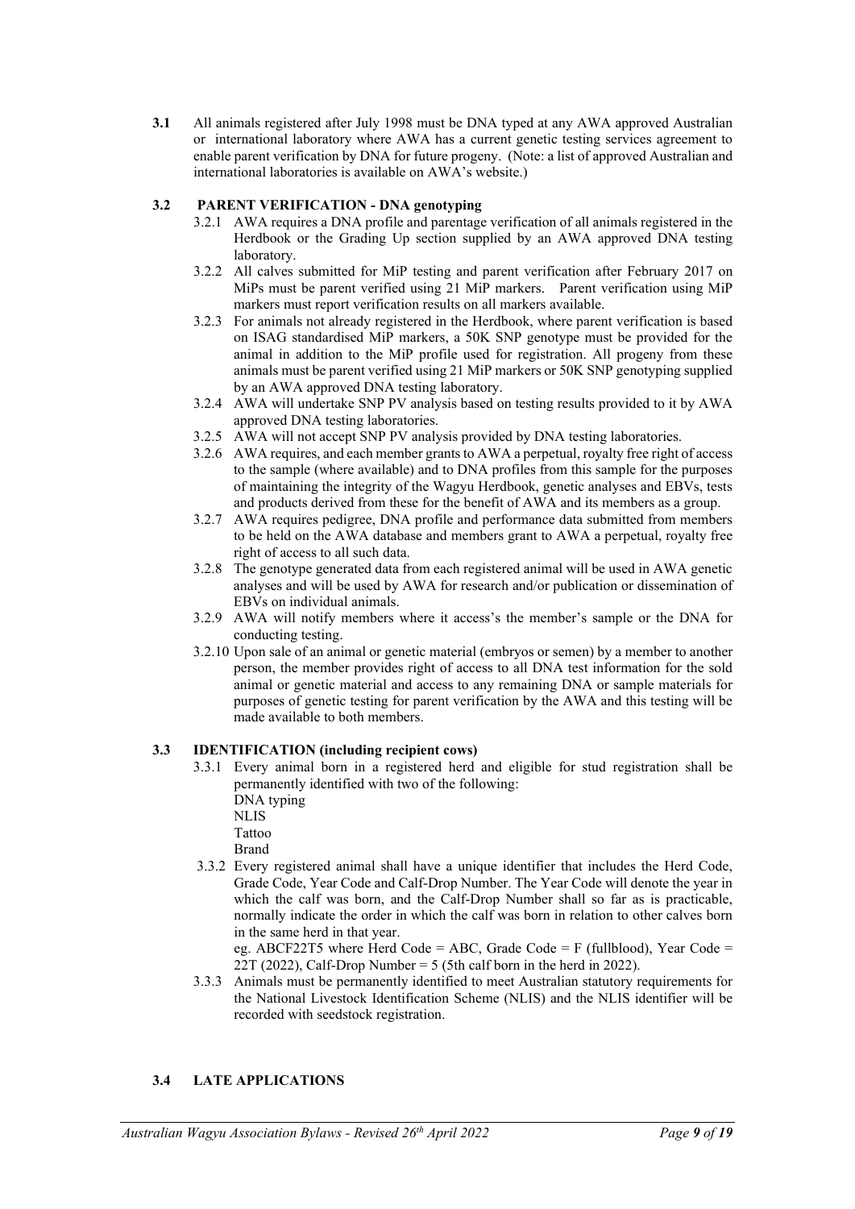**3.1** All animals registered after July 1998 must be DNA typed at any AWA approved Australian or international laboratory where AWA has a current genetic testing services agreement to enable parent verification by DNA for future progeny. (Note: a list of approved Australian and international laboratories is available on AWA's website.)

### 3.2 PARENT VERIFICATION - DNA genotyping

3.2.1 AWA requires a DNA profile and parentage verification of all animals registered in the Herdbook or the Grading Up section supplied by an AWA approved DNA testing laboratory.

3.2.2 All calves submitted for MiP testing and parent verification after February 2017 on MiPs must be parent verified using 21 MiP markers. Parent verification using MiP markers must report verification results on all markers available.

3.2.3 For animals not already registered in the Herdbook, where parent verification is based on ISAG standardised MiP markers, a 50K SNP genotype must be provided for the animal in addition to the MiP profile used for registration. All progeny from these animals must be parent verified using 21 MiP markers or 50K SNP genotyping supplied by an AWA approved DNA testing laboratory.

3.2.4 AWA will undertake SNP PV analysis based on testing results provided to it by AWA approved DNA testing laboratories.

3.2.5 AWA will not accept SNP PV analysis provided by DNA testing laboratories.

3.2.6 AWA requires, and each member grants to AWA a perpetual, royalty free right of access to the sample (where available) and to DNA profiles from this sample for the purposes of maintaining the integrity of the Wagyu Herdbook, genetic analyses and EBVs, tests and products derived from these for the benefit of AWA and its members as a group.

3.2.7 AWA requires pedigree, DNA profile and performance data submitted from members to be held on the AWA database and members grant to AWA a perpetual, royalty free right of access to all such data.

3.2.8 The genotype generated data from each registered animal will be used in AWA genetic analyses and will be used by AWA for research and/or publication or dissemination of EBVs on individual animals.

3.2.9 AWA will notify members where it access's the member's sample or the DNA for conducting testing.

3.2.10 Upon sale of an animal or genetic material (embryos or semen) by a member to another person, the member provides right of access to all DNA test information for the sold animal or genetic material and access to any remaining DNA or sample materials for purposes of genetic testing for parent verification by the AWA and this testing will be made available to both members.

### 3.3 IDENTIFICATION (including recipient cows)

3.3.1 Every animal born in a registered herd and eligible for stud registration shall be permanently identified with two of the following:

DNA typing
NLIS
Tattoo
Brand

3.3.2 Every registered animal shall have a unique identifier that includes the Herd Code, Grade Code, Year Code and Calf-Drop Number. The Year Code will denote the year in which the calf was born, and the Calf-Drop Number shall so far as is practicable, normally indicate the order in which the calf was born in relation to other calves born in the same herd in that year.

eg. ABCF22T5 where Herd Code = ABC, Grade Code = F (fullblood), Year Code = 22T (2022), Calf-Drop Number = 5 (5th calf born in the herd in 2022).

3.3.3 Animals must be permanently identified to meet Australian statutory requirements for the National Livestock Identification Scheme (NLIS) and the NLIS identifier will be recorded with seedstock registration.

### 3.4 LATE APPLICATIONS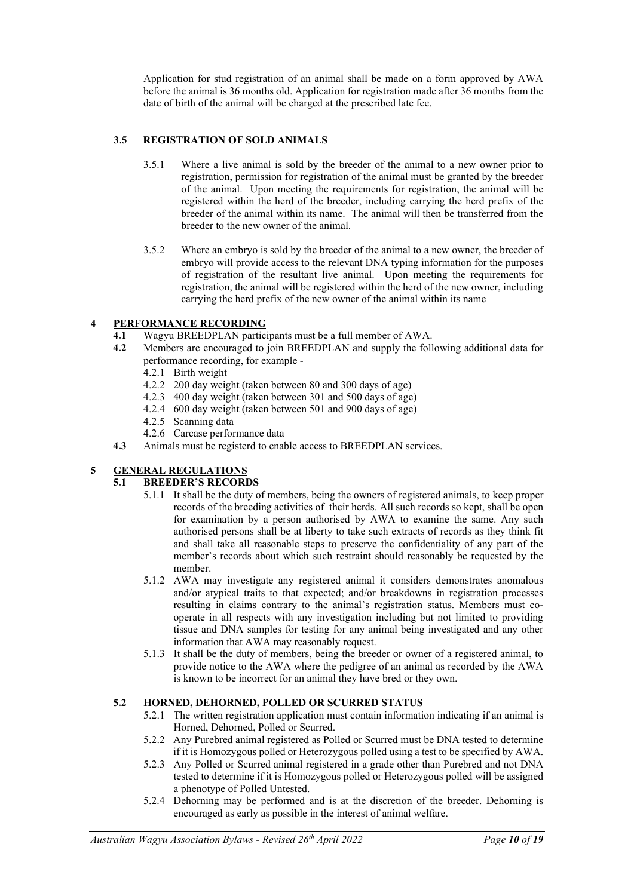Application for stud registration of an animal shall be made on a form approved by AWA before the animal is 36 months old. Application for registration made after 36 months from the date of birth of the animal will be charged at the prescribed late fee.

### 3.5 REGISTRATION OF SOLD ANIMALS

3.5.1 Where a live animal is sold by the breeder of the animal to a new owner prior to registration, permission for registration of the animal must be granted by the breeder of the animal. Upon meeting the requirements for registration, the animal will be registered within the herd of the breeder, including carrying the herd prefix of the breeder of the animal within its name. The animal will then be transferred from the breeder to the new owner of the animal.

3.5.2 Where an embryo is sold by the breeder of the animal to a new owner, the breeder of embryo will provide access to the relevant DNA typing information for the purposes of registration of the resultant live animal. Upon meeting the requirements for registration, the animal will be registered within the herd of the new owner, including carrying the herd prefix of the new owner of the animal within its name

## 4 PERFORMANCE RECORDING

**4.1** Wagyu BREEDPLAN participants must be a full member of AWA.

**4.2** Members are encouraged to join BREEDPLAN and supply the following additional data for performance recording, for example -

- 4.2.1 Birth weight
- 4.2.2 200 day weight (taken between 80 and 300 days of age)
- 4.2.3 400 day weight (taken between 301 and 500 days of age)
- 4.2.4 600 day weight (taken between 501 and 900 days of age)
- 4.2.5 Scanning data
- 4.2.6 Carcase performance data

**4.3** Animals must be registerd to enable access to BREEDPLAN services.

## 5 GENERAL REGULATIONS

### 5.1 BREEDER'S RECORDS

5.1.1 It shall be the duty of members, being the owners of registered animals, to keep proper records of the breeding activities of their herds. All such records so kept, shall be open for examination by a person authorised by AWA to examine the same. Any such authorised persons shall be at liberty to take such extracts of records as they think fit and shall take all reasonable steps to preserve the confidentiality of any part of the member's records about which such restraint should reasonably be requested by the member.

5.1.2 AWA may investigate any registered animal it considers demonstrates anomalous and/or atypical traits to that expected; and/or breakdowns in registration processes resulting in claims contrary to the animal's registration status. Members must co-operate in all respects with any investigation including but not limited to providing tissue and DNA samples for testing for any animal being investigated and any other information that AWA may reasonably request.

5.1.3 It shall be the duty of members, being the breeder or owner of a registered animal, to provide notice to the AWA where the pedigree of an animal as recorded by the AWA is known to be incorrect for an animal they have bred or they own.

### 5.2 HORNED, DEHORNED, POLLED OR SCURRED STATUS

5.2.1 The written registration application must contain information indicating if an animal is Horned, Dehorned, Polled or Scurred.

5.2.2 Any Purebred animal registered as Polled or Scurred must be DNA tested to determine if it is Homozygous polled or Heterozygous polled using a test to be specified by AWA.

5.2.3 Any Polled or Scurred animal registered in a grade other than Purebred and not DNA tested to determine if it is Homozygous polled or Heterozygous polled will be assigned a phenotype of Polled Untested.

5.2.4 Dehorning may be performed and is at the discretion of the breeder. Dehorning is encouraged as early as possible in the interest of animal welfare.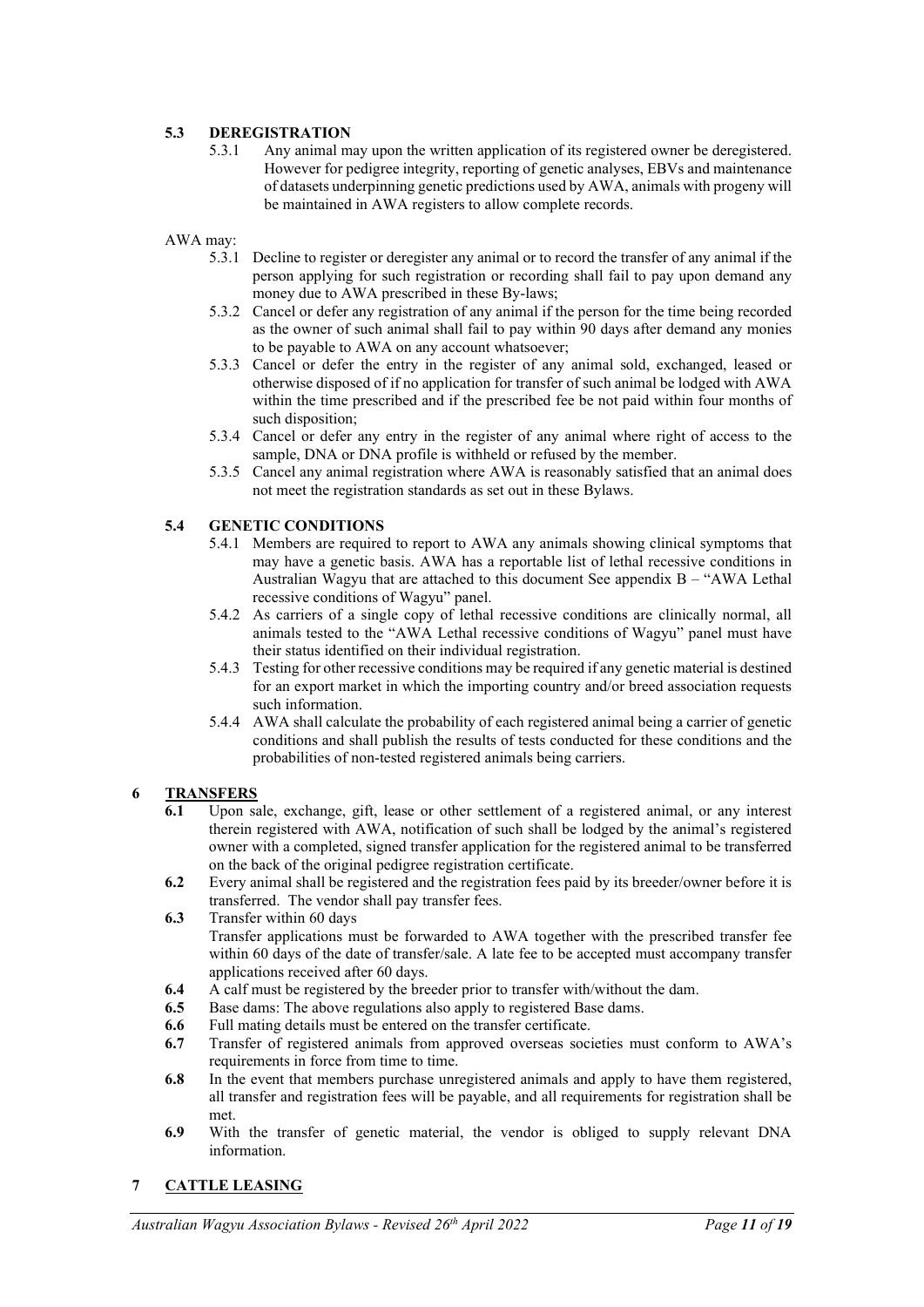### 5.3 DEREGISTRATION

5.3.1 Any animal may upon the written application of its registered owner be deregistered. However for pedigree integrity, reporting of genetic analyses, EBVs and maintenance of datasets underpinning genetic predictions used by AWA, animals with progeny will be maintained in AWA registers to allow complete records.

AWA may:

5.3.1 Decline to register or deregister any animal or to record the transfer of any animal if the person applying for such registration or recording shall fail to pay upon demand any money due to AWA prescribed in these By-laws;

5.3.2 Cancel or defer any registration of any animal if the person for the time being recorded as the owner of such animal shall fail to pay within 90 days after demand any monies to be payable to AWA on any account whatsoever;

5.3.3 Cancel or defer the entry in the register of any animal sold, exchanged, leased or otherwise disposed of if no application for transfer of such animal be lodged with AWA within the time prescribed and if the prescribed fee be not paid within four months of such disposition;

5.3.4 Cancel or defer any entry in the register of any animal where right of access to the sample, DNA or DNA profile is withheld or refused by the member.

5.3.5 Cancel any animal registration where AWA is reasonably satisfied that an animal does not meet the registration standards as set out in these Bylaws.

### 5.4 GENETIC CONDITIONS

5.4.1 Members are required to report to AWA any animals showing clinical symptoms that may have a genetic basis. AWA has a reportable list of lethal recessive conditions in Australian Wagyu that are attached to this document See appendix B – "AWA Lethal recessive conditions of Wagyu" panel.

5.4.2 As carriers of a single copy of lethal recessive conditions are clinically normal, all animals tested to the "AWA Lethal recessive conditions of Wagyu" panel must have their status identified on their individual registration.

5.4.3 Testing for other recessive conditions may be required if any genetic material is destined for an export market in which the importing country and/or breed association requests such information.

5.4.4 AWA shall calculate the probability of each registered animal being a carrier of genetic conditions and shall publish the results of tests conducted for these conditions and the probabilities of non-tested registered animals being carriers.

## 6 TRANSFERS

**6.1** Upon sale, exchange, gift, lease or other settlement of a registered animal, or any interest therein registered with AWA, notification of such shall be lodged by the animal's registered owner with a completed, signed transfer application for the registered animal to be transferred on the back of the original pedigree registration certificate.

**6.2** Every animal shall be registered and the registration fees paid by its breeder/owner before it is transferred. The vendor shall pay transfer fees.

**6.3** Transfer within 60 days
Transfer applications must be forwarded to AWA together with the prescribed transfer fee within 60 days of the date of transfer/sale. A late fee to be accepted must accompany transfer applications received after 60 days.

**6.4** A calf must be registered by the breeder prior to transfer with/without the dam.

**6.5** Base dams: The above regulations also apply to registered Base dams.

**6.6** Full mating details must be entered on the transfer certificate.

**6.7** Transfer of registered animals from approved overseas societies must conform to AWA's requirements in force from time to time.

**6.8** In the event that members purchase unregistered animals and apply to have them registered, all transfer and registration fees will be payable, and all requirements for registration shall be met.

**6.9** With the transfer of genetic material, the vendor is obliged to supply relevant DNA information.

## 7 CATTLE LEASING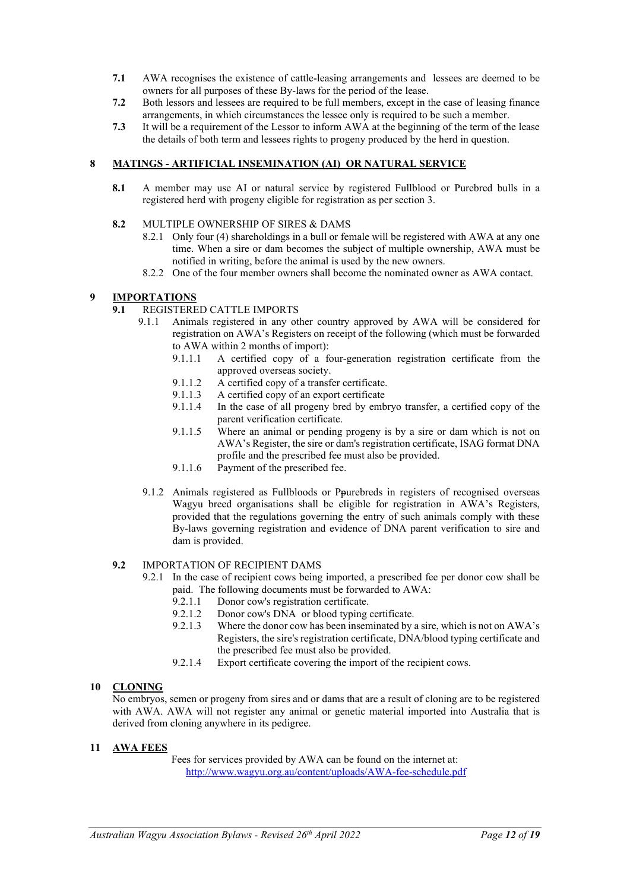**7.1** AWA recognises the existence of cattle-leasing arrangements and lessees are deemed to be owners for all purposes of these By-laws for the period of the lease.

**7.2** Both lessors and lessees are required to be full members, except in the case of leasing finance arrangements, in which circumstances the lessee only is required to be such a member.

**7.3** It will be a requirement of the Lessor to inform AWA at the beginning of the term of the lease the details of both term and lessees rights to progeny produced by the herd in question.

## 8 MATINGS - ARTIFICIAL INSEMINATION (AI) OR NATURAL SERVICE

**8.1** A member may use AI or natural service by registered Fullblood or Purebred bulls in a registered herd with progeny eligible for registration as per section 3.

**8.2** MULTIPLE OWNERSHIP OF SIRES & DAMS

8.2.1 Only four (4) shareholdings in a bull or female will be registered with AWA at any one time. When a sire or dam becomes the subject of multiple ownership, AWA must be notified in writing, before the animal is used by the new owners.

8.2.2 One of the four member owners shall become the nominated owner as AWA contact.

## 9 IMPORTATIONS

**9.1** REGISTERED CATTLE IMPORTS

9.1.1 Animals registered in any other country approved by AWA will be considered for registration on AWA's Registers on receipt of the following (which must be forwarded to AWA within 2 months of import):

9.1.1.1 A certified copy of a four-generation registration certificate from the approved overseas society.

9.1.1.2 A certified copy of a transfer certificate.

9.1.1.3 A certified copy of an export certificate

9.1.1.4 In the case of all progeny bred by embryo transfer, a certified copy of the parent verification certificate.

9.1.1.5 Where an animal or pending progeny is by a sire or dam which is not on AWA's Register, the sire or dam's registration certificate, ISAG format DNA profile and the prescribed fee must also be provided.

9.1.1.6 Payment of the prescribed fee.

9.1.2 Animals registered as Fullbloods or Ppurebreds in registers of recognised overseas Wagyu breed organisations shall be eligible for registration in AWA's Registers, provided that the regulations governing the entry of such animals comply with these By-laws governing registration and evidence of DNA parent verification to sire and dam is provided.

**9.2** IMPORTATION OF RECIPIENT DAMS

9.2.1 In the case of recipient cows being imported, a prescribed fee per donor cow shall be paid. The following documents must be forwarded to AWA:

9.2.1.1 Donor cow's registration certificate.

9.2.1.2 Donor cow's DNA or blood typing certificate.

9.2.1.3 Where the donor cow has been inseminated by a sire, which is not on AWA's Registers, the sire's registration certificate, DNA/blood typing certificate and the prescribed fee must also be provided.

9.2.1.4 Export certificate covering the import of the recipient cows.

## 10 CLONING

No embryos, semen or progeny from sires and or dams that are a result of cloning are to be registered with AWA. AWA will not register any animal or genetic material imported into Australia that is derived from cloning anywhere in its pedigree.

## 11 AWA FEES

Fees for services provided by AWA can be found on the internet at:
http://www.wagyu.org.au/content/uploads/AWA-fee-schedule.pdf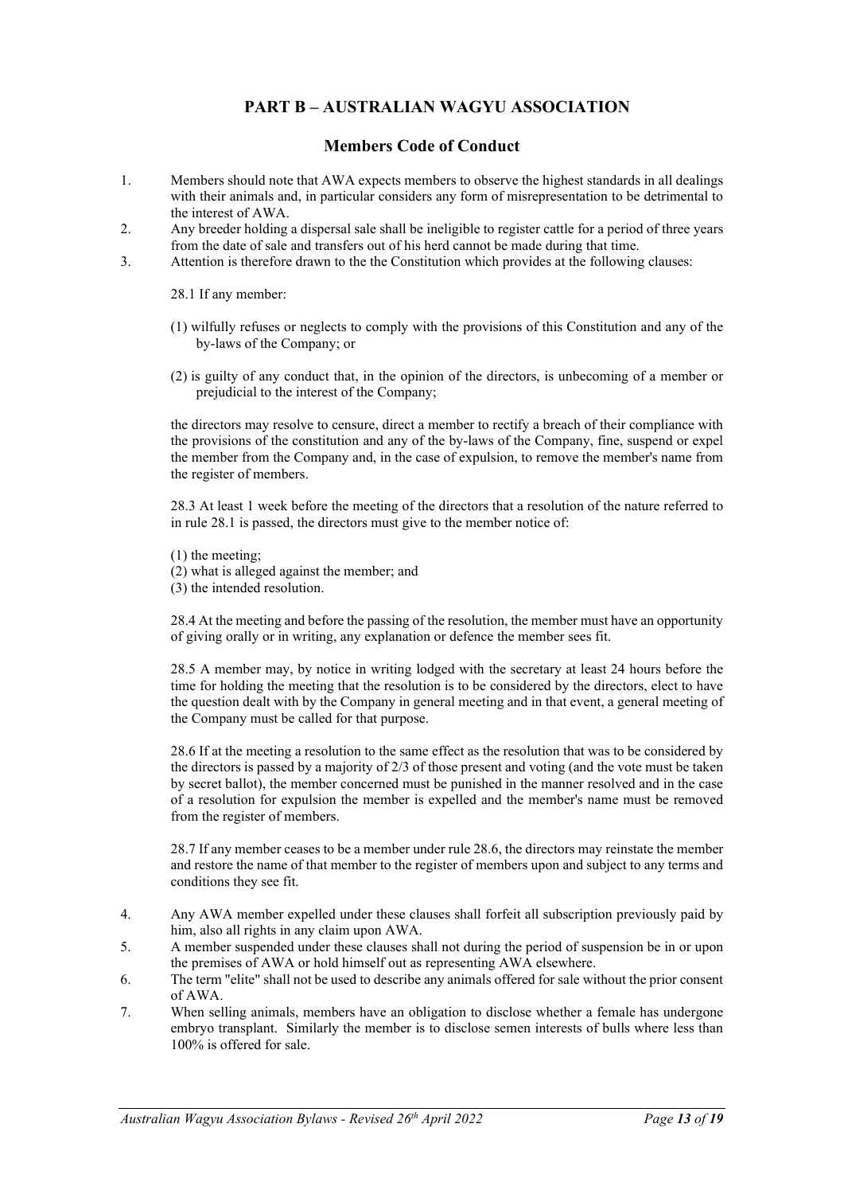## PART B – AUSTRALIAN WAGYU ASSOCIATION

### Members Code of Conduct

1. Members should note that AWA expects members to observe the highest standards in all dealings with their animals and, in particular considers any form of misrepresentation to be detrimental to the interest of AWA.
2. Any breeder holding a dispersal sale shall be ineligible to register cattle for a period of three years from the date of sale and transfers out of his herd cannot be made during that time.
3. Attention is therefore drawn to the the Constitution which provides at the following clauses:

   28.1 If any member:

   (1) wilfully refuses or neglects to comply with the provisions of this Constitution and any of the by-laws of the Company; or

   (2) is guilty of any conduct that, in the opinion of the directors, is unbecoming of a member or prejudicial to the interest of the Company;

   the directors may resolve to censure, direct a member to rectify a breach of their compliance with the provisions of the constitution and any of the by-laws of the Company, fine, suspend or expel the member from the Company and, in the case of expulsion, to remove the member's name from the register of members.

   28.3 At least 1 week before the meeting of the directors that a resolution of the nature referred to in rule 28.1 is passed, the directors must give to the member notice of:

   (1) the meeting;
   (2) what is alleged against the member; and
   (3) the intended resolution.

   28.4 At the meeting and before the passing of the resolution, the member must have an opportunity of giving orally or in writing, any explanation or defence the member sees fit.

   28.5 A member may, by notice in writing lodged with the secretary at least 24 hours before the time for holding the meeting that the resolution is to be considered by the directors, elect to have the question dealt with by the Company in general meeting and in that event, a general meeting of the Company must be called for that purpose.

   28.6 If at the meeting a resolution to the same effect as the resolution that was to be considered by the directors is passed by a majority of 2/3 of those present and voting (and the vote must be taken by secret ballot), the member concerned must be punished in the manner resolved and in the case of a resolution for expulsion the member is expelled and the member's name must be removed from the register of members.

   28.7 If any member ceases to be a member under rule 28.6, the directors may reinstate the member and restore the name of that member to the register of members upon and subject to any terms and conditions they see fit.

4. Any AWA member expelled under these clauses shall forfeit all subscription previously paid by him, also all rights in any claim upon AWA.
5. A member suspended under these clauses shall not during the period of suspension be in or upon the premises of AWA or hold himself out as representing AWA elsewhere.
6. The term "elite" shall not be used to describe any animals offered for sale without the prior consent of AWA.
7. When selling animals, members have an obligation to disclose whether a female has undergone embryo transplant. Similarly the member is to disclose semen interests of bulls where less than 100% is offered for sale.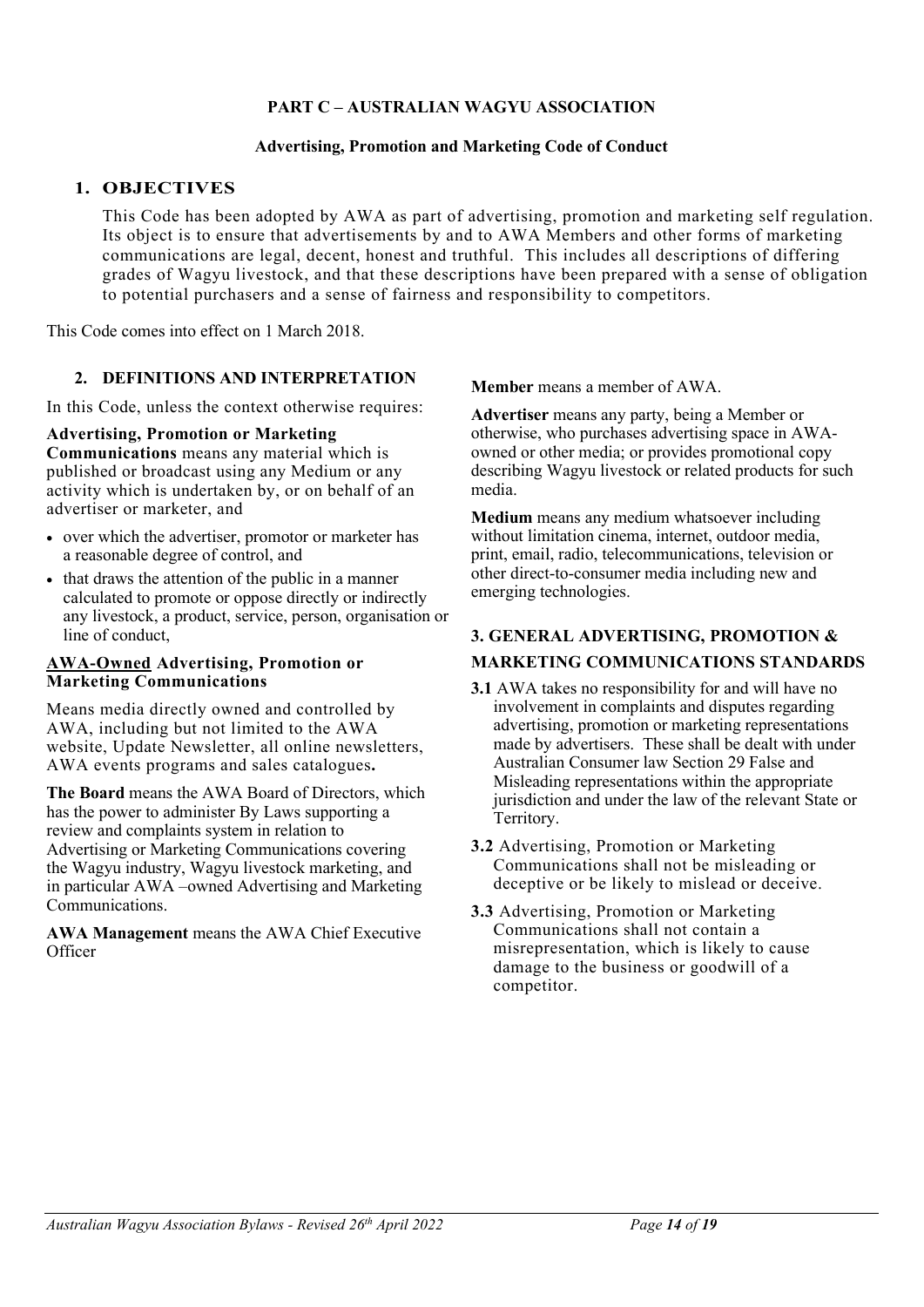**PART C – AUSTRALIAN WAGYU ASSOCIATION**

**Advertising, Promotion and Marketing Code of Conduct**

## 1. OBJECTIVES

This Code has been adopted by AWA as part of advertising, promotion and marketing self regulation. Its object is to ensure that advertisements by and to AWA Members and other forms of marketing communications are legal, decent, honest and truthful. This includes all descriptions of differing grades of Wagyu livestock, and that these descriptions have been prepared with a sense of obligation to potential purchasers and a sense of fairness and responsibility to competitors.

This Code comes into effect on 1 March 2018.

## 2. DEFINITIONS AND INTERPRETATION

In this Code, unless the context otherwise requires:

**Advertising, Promotion or Marketing Communications** means any material which is published or broadcast using any Medium or any activity which is undertaken by, or on behalf of an advertiser or marketer, and

- over which the advertiser, promotor or marketer has a reasonable degree of control, and
- that draws the attention of the public in a manner calculated to promote or oppose directly or indirectly any livestock, a product, service, person, organisation or line of conduct,

**AWA-Owned Advertising, Promotion or Marketing Communications**

Means media directly owned and controlled by AWA, including but not limited to the AWA website, Update Newsletter, all online newsletters, AWA events programs and sales catalogues**.**

**The Board** means the AWA Board of Directors, which has the power to administer By Laws supporting a review and complaints system in relation to Advertising or Marketing Communications covering the Wagyu industry, Wagyu livestock marketing, and in particular AWA –owned Advertising and Marketing Communications.

**AWA Management** means the AWA Chief Executive Officer

**Member** means a member of AWA.

**Advertiser** means any party, being a Member or otherwise, who purchases advertising space in AWA-owned or other media; or provides promotional copy describing Wagyu livestock or related products for such media.

**Medium** means any medium whatsoever including without limitation cinema, internet, outdoor media, print, email, radio, telecommunications, television or other direct-to-consumer media including new and emerging technologies.

## 3. GENERAL ADVERTISING, PROMOTION & MARKETING COMMUNICATIONS STANDARDS

**3.1** AWA takes no responsibility for and will have no involvement in complaints and disputes regarding advertising, promotion or marketing representations made by advertisers. These shall be dealt with under Australian Consumer law Section 29 False and Misleading representations within the appropriate jurisdiction and under the law of the relevant State or Territory.

**3.2** Advertising, Promotion or Marketing Communications shall not be misleading or deceptive or be likely to mislead or deceive.

**3.3** Advertising, Promotion or Marketing Communications shall not contain a misrepresentation, which is likely to cause damage to the business or goodwill of a competitor.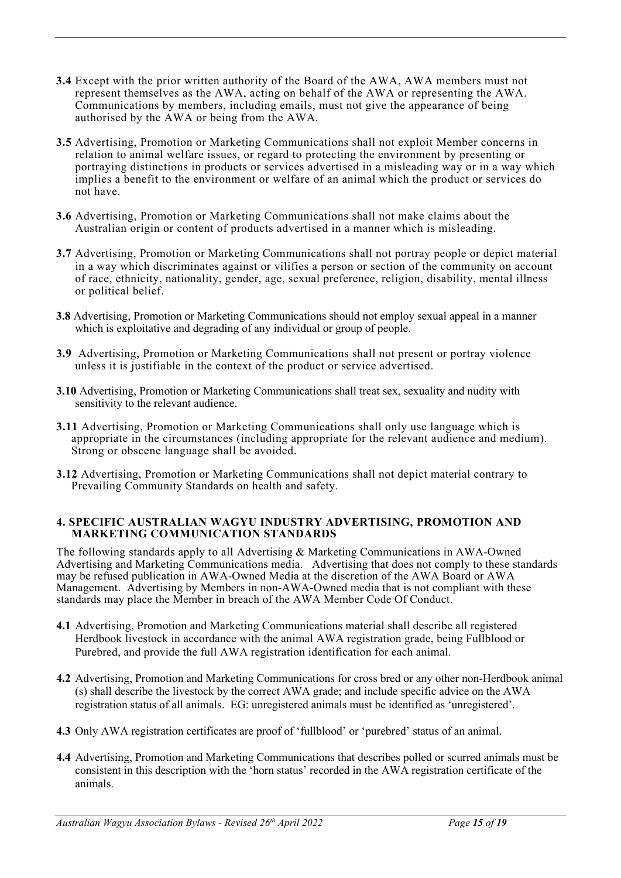**3.4** Except with the prior written authority of the Board of the AWA, AWA members must not represent themselves as the AWA, acting on behalf of the AWA or representing the AWA. Communications by members, including emails, must not give the appearance of being authorised by the AWA or being from the AWA.

**3.5** Advertising, Promotion or Marketing Communications shall not exploit Member concerns in relation to animal welfare issues, or regard to protecting the environment by presenting or portraying distinctions in products or services advertised in a misleading way or in a way which implies a benefit to the environment or welfare of an animal which the product or services do not have.

**3.6** Advertising, Promotion or Marketing Communications shall not make claims about the Australian origin or content of products advertised in a manner which is misleading.

**3.7** Advertising, Promotion or Marketing Communications shall not portray people or depict material in a way which discriminates against or vilifies a person or section of the community on account of race, ethnicity, nationality, gender, age, sexual preference, religion, disability, mental illness or political belief.

**3.8** Advertising, Promotion or Marketing Communications should not employ sexual appeal in a manner which is exploitative and degrading of any individual or group of people.

**3.9** Advertising, Promotion or Marketing Communications shall not present or portray violence unless it is justifiable in the context of the product or service advertised.

**3.10** Advertising, Promotion or Marketing Communications shall treat sex, sexuality and nudity with sensitivity to the relevant audience.

**3.11** Advertising, Promotion or Marketing Communications shall only use language which is appropriate in the circumstances (including appropriate for the relevant audience and medium). Strong or obscene language shall be avoided.

**3.12** Advertising, Promotion or Marketing Communications shall not depict material contrary to Prevailing Community Standards on health and safety.

## 4. SPECIFIC AUSTRALIAN WAGYU INDUSTRY ADVERTISING, PROMOTION AND MARKETING COMMUNICATION STANDARDS

The following standards apply to all Advertising & Marketing Communications in AWA-Owned Advertising and Marketing Communications media. Advertising that does not comply to these standards may be refused publication in AWA-Owned Media at the discretion of the AWA Board or AWA Management. Advertising by Members in non-AWA-Owned media that is not compliant with these standards may place the Member in breach of the AWA Member Code Of Conduct.

**4.1** Advertising, Promotion and Marketing Communications material shall describe all registered Herdbook livestock in accordance with the animal AWA registration grade, being Fullblood or Purebred, and provide the full AWA registration identification for each animal.

**4.2** Advertising, Promotion and Marketing Communications for cross bred or any other non-Herdbook animal (s) shall describe the livestock by the correct AWA grade; and include specific advice on the AWA registration status of all animals. EG: unregistered animals must be identified as 'unregistered'.

**4.3** Only AWA registration certificates are proof of 'fullblood' or 'purebred' status of an animal.

**4.4** Advertising, Promotion and Marketing Communications that describes polled or scurred animals must be consistent in this description with the 'horn status' recorded in the AWA registration certificate of the animals.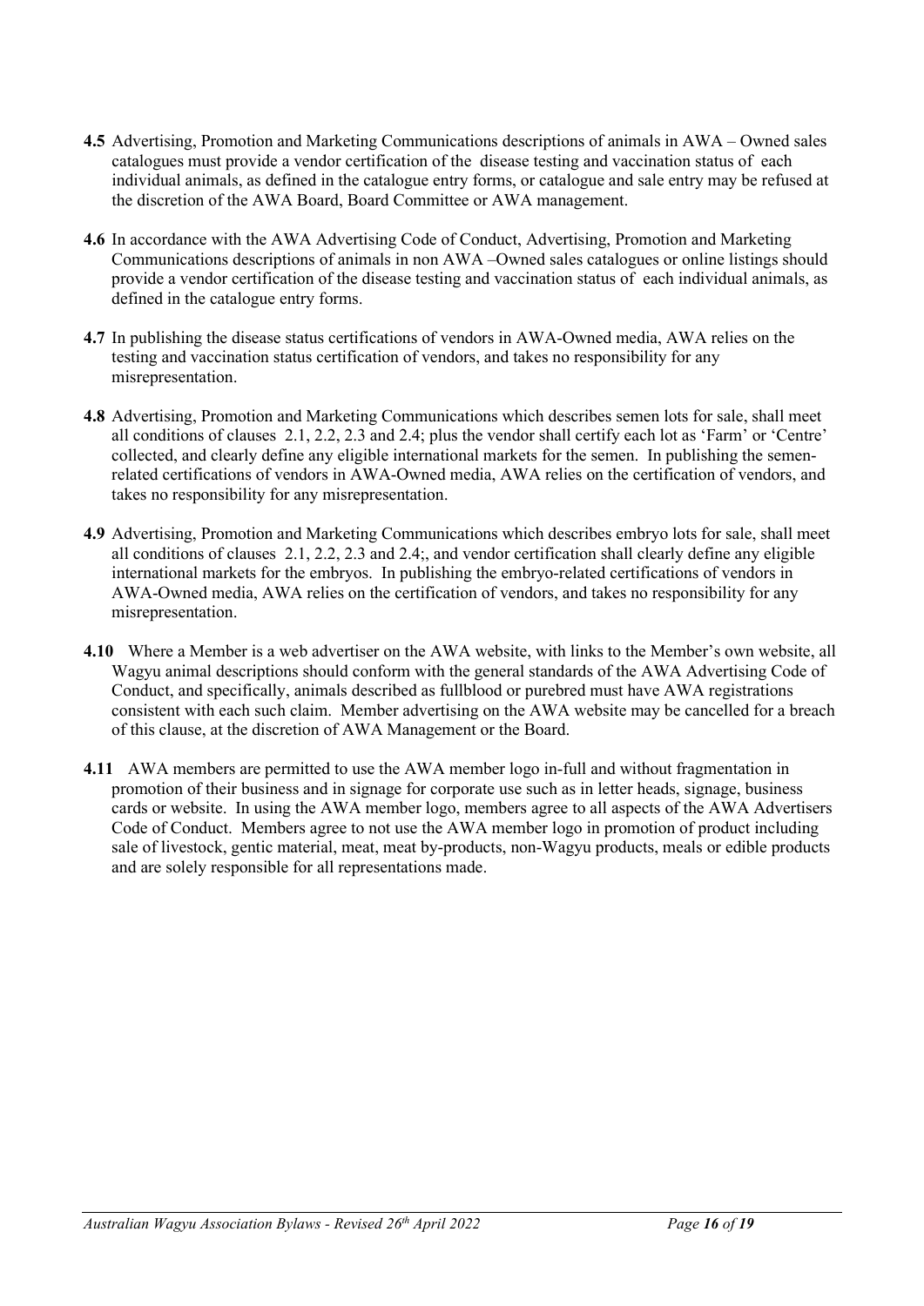**4.5** Advertising, Promotion and Marketing Communications descriptions of animals in AWA – Owned sales catalogues must provide a vendor certification of the disease testing and vaccination status of each individual animals, as defined in the catalogue entry forms, or catalogue and sale entry may be refused at the discretion of the AWA Board, Board Committee or AWA management.

**4.6** In accordance with the AWA Advertising Code of Conduct, Advertising, Promotion and Marketing Communications descriptions of animals in non AWA –Owned sales catalogues or online listings should provide a vendor certification of the disease testing and vaccination status of each individual animals, as defined in the catalogue entry forms.

**4.7** In publishing the disease status certifications of vendors in AWA-Owned media, AWA relies on the testing and vaccination status certification of vendors, and takes no responsibility for any misrepresentation.

**4.8** Advertising, Promotion and Marketing Communications which describes semen lots for sale, shall meet all conditions of clauses 2.1, 2.2, 2.3 and 2.4; plus the vendor shall certify each lot as 'Farm' or 'Centre' collected, and clearly define any eligible international markets for the semen. In publishing the semen-related certifications of vendors in AWA-Owned media, AWA relies on the certification of vendors, and takes no responsibility for any misrepresentation.

**4.9** Advertising, Promotion and Marketing Communications which describes embryo lots for sale, shall meet all conditions of clauses 2.1, 2.2, 2.3 and 2.4;, and vendor certification shall clearly define any eligible international markets for the embryos. In publishing the embryo-related certifications of vendors in AWA-Owned media, AWA relies on the certification of vendors, and takes no responsibility for any misrepresentation.

**4.10** Where a Member is a web advertiser on the AWA website, with links to the Member's own website, all Wagyu animal descriptions should conform with the general standards of the AWA Advertising Code of Conduct, and specifically, animals described as fullblood or purebred must have AWA registrations consistent with each such claim. Member advertising on the AWA website may be cancelled for a breach of this clause, at the discretion of AWA Management or the Board.

**4.11** AWA members are permitted to use the AWA member logo in-full and without fragmentation in promotion of their business and in signage for corporate use such as in letter heads, signage, business cards or website. In using the AWA member logo, members agree to all aspects of the AWA Advertisers Code of Conduct. Members agree to not use the AWA member logo in promotion of product including sale of livestock, gentic material, meat, meat by-products, non-Wagyu products, meals or edible products and are solely responsible for all representations made.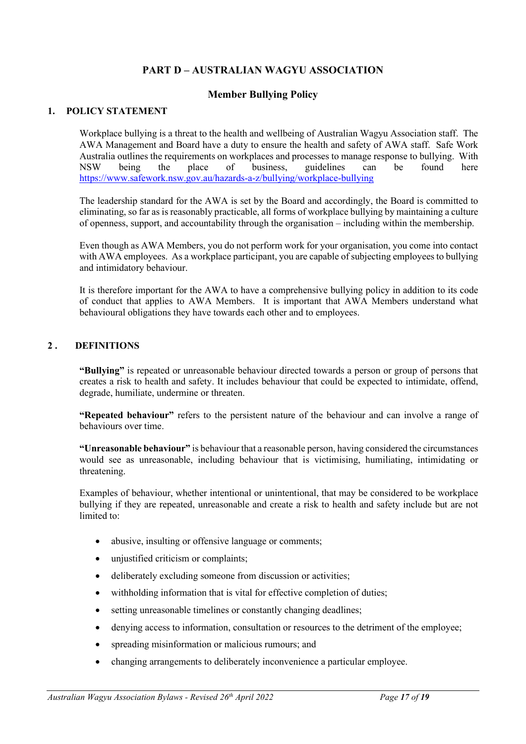# PART D – AUSTRALIAN WAGYU ASSOCIATION

## Member Bullying Policy

### 1. POLICY STATEMENT

Workplace bullying is a threat to the health and wellbeing of Australian Wagyu Association staff. The AWA Management and Board have a duty to ensure the health and safety of AWA staff. Safe Work Australia outlines the requirements on workplaces and processes to manage response to bullying. With NSW being the place of business, guidelines can be found here https://www.safework.nsw.gov.au/hazards-a-z/bullying/workplace-bullying

The leadership standard for the AWA is set by the Board and accordingly, the Board is committed to eliminating, so far as is reasonably practicable, all forms of workplace bullying by maintaining a culture of openness, support, and accountability through the organisation – including within the membership.

Even though as AWA Members, you do not perform work for your organisation, you come into contact with AWA employees. As a workplace participant, you are capable of subjecting employees to bullying and intimidatory behaviour.

It is therefore important for the AWA to have a comprehensive bullying policy in addition to its code of conduct that applies to AWA Members. It is important that AWA Members understand what behavioural obligations they have towards each other and to employees.

### 2. DEFINITIONS

**"Bullying"** is repeated or unreasonable behaviour directed towards a person or group of persons that creates a risk to health and safety. It includes behaviour that could be expected to intimidate, offend, degrade, humiliate, undermine or threaten.

**"Repeated behaviour"** refers to the persistent nature of the behaviour and can involve a range of behaviours over time.

**"Unreasonable behaviour"** is behaviour that a reasonable person, having considered the circumstances would see as unreasonable, including behaviour that is victimising, humiliating, intimidating or threatening.

Examples of behaviour, whether intentional or unintentional, that may be considered to be workplace bullying if they are repeated, unreasonable and create a risk to health and safety include but are not limited to:

- abusive, insulting or offensive language or comments;
- unjustified criticism or complaints;
- deliberately excluding someone from discussion or activities;
- withholding information that is vital for effective completion of duties;
- setting unreasonable timelines or constantly changing deadlines;
- denying access to information, consultation or resources to the detriment of the employee;
- spreading misinformation or malicious rumours; and
- changing arrangements to deliberately inconvenience a particular employee.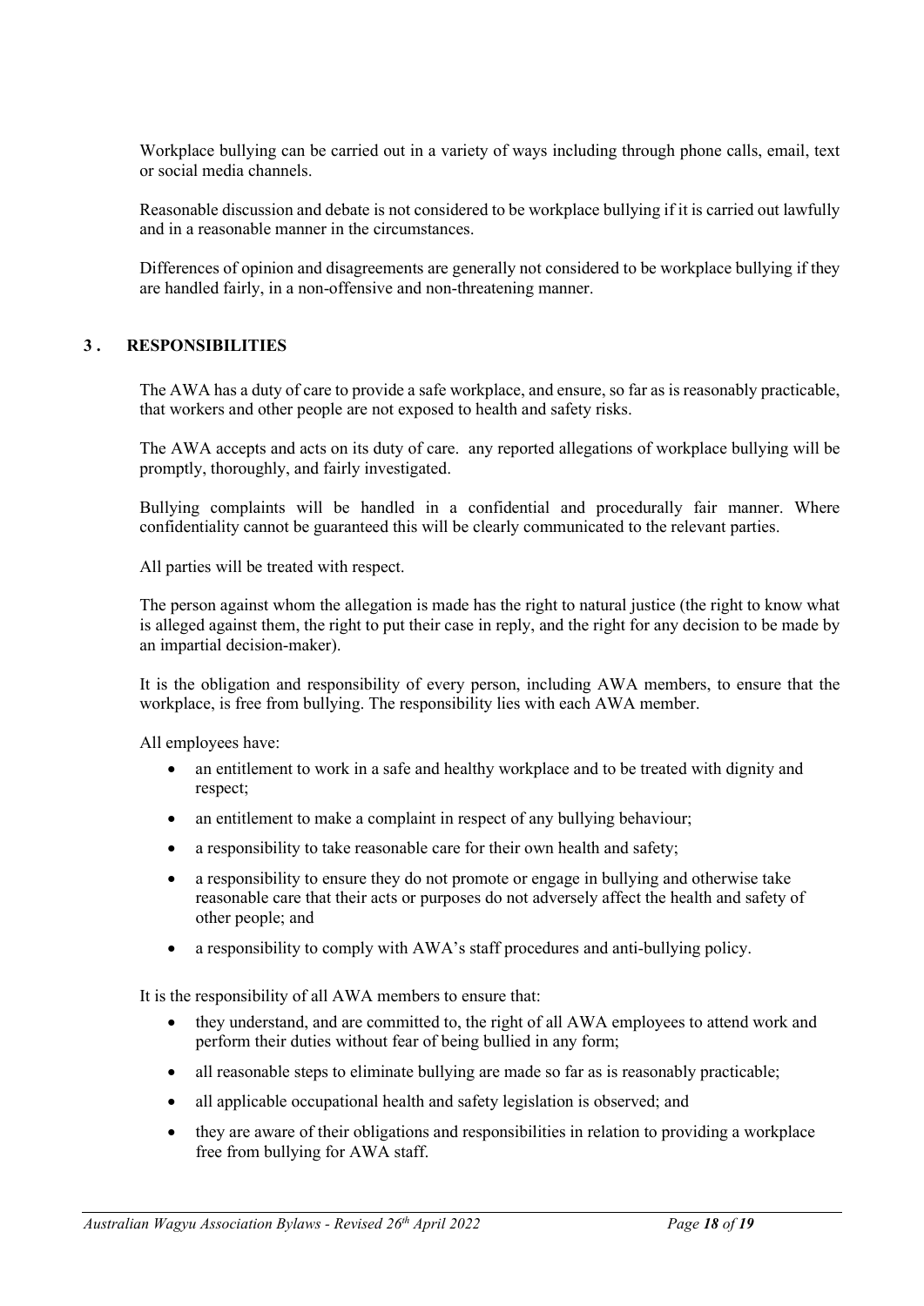Workplace bullying can be carried out in a variety of ways including through phone calls, email, text or social media channels.

Reasonable discussion and debate is not considered to be workplace bullying if it is carried out lawfully and in a reasonable manner in the circumstances.

Differences of opinion and disagreements are generally not considered to be workplace bullying if they are handled fairly, in a non-offensive and non-threatening manner.

## 3 . RESPONSIBILITIES

The AWA has a duty of care to provide a safe workplace, and ensure, so far as is reasonably practicable, that workers and other people are not exposed to health and safety risks.

The AWA accepts and acts on its duty of care. any reported allegations of workplace bullying will be promptly, thoroughly, and fairly investigated.

Bullying complaints will be handled in a confidential and procedurally fair manner. Where confidentiality cannot be guaranteed this will be clearly communicated to the relevant parties.

All parties will be treated with respect.

The person against whom the allegation is made has the right to natural justice (the right to know what is alleged against them, the right to put their case in reply, and the right for any decision to be made by an impartial decision-maker).

It is the obligation and responsibility of every person, including AWA members, to ensure that the workplace, is free from bullying. The responsibility lies with each AWA member.

All employees have:

- an entitlement to work in a safe and healthy workplace and to be treated with dignity and respect;
- an entitlement to make a complaint in respect of any bullying behaviour;
- a responsibility to take reasonable care for their own health and safety;
- a responsibility to ensure they do not promote or engage in bullying and otherwise take reasonable care that their acts or purposes do not adversely affect the health and safety of other people; and
- a responsibility to comply with AWA's staff procedures and anti-bullying policy.

It is the responsibility of all AWA members to ensure that:

- they understand, and are committed to, the right of all AWA employees to attend work and perform their duties without fear of being bullied in any form;
- all reasonable steps to eliminate bullying are made so far as is reasonably practicable;
- all applicable occupational health and safety legislation is observed; and
- they are aware of their obligations and responsibilities in relation to providing a workplace free from bullying for AWA staff.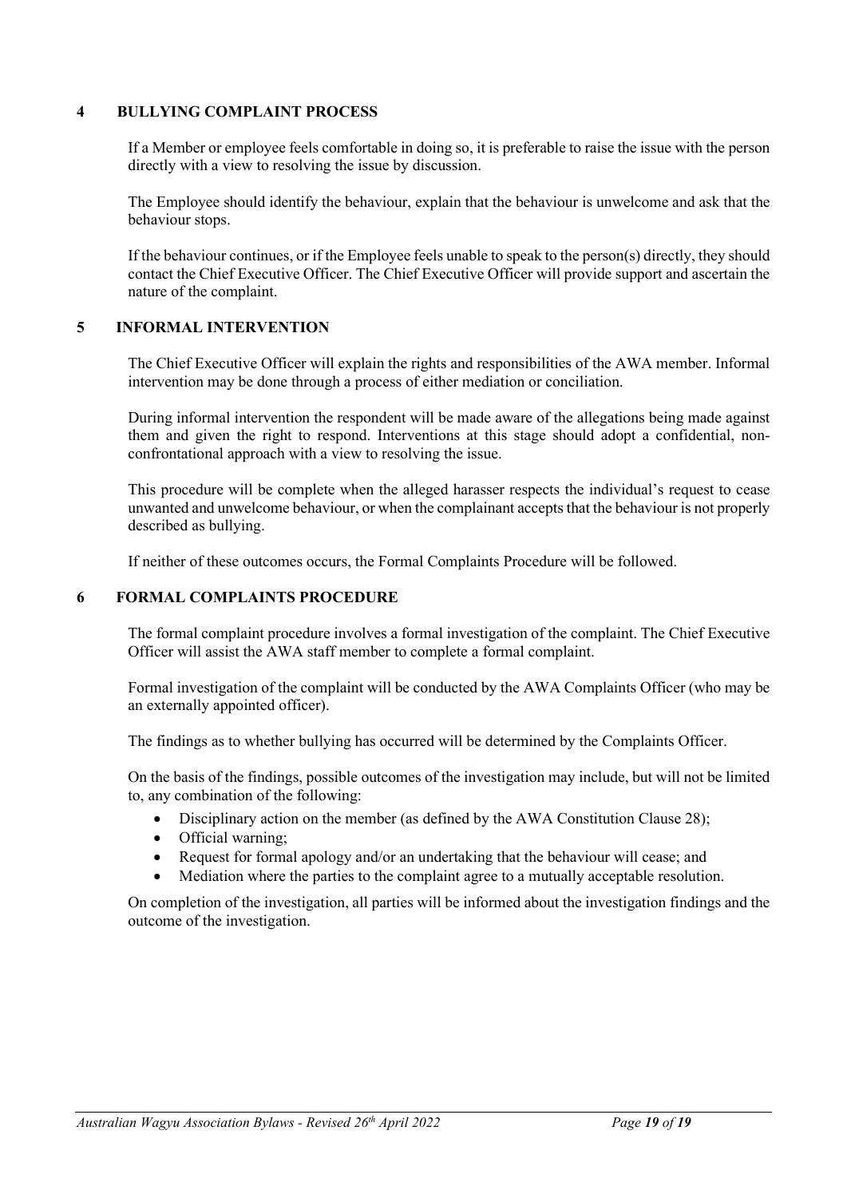## 4 BULLYING COMPLAINT PROCESS

If a Member or employee feels comfortable in doing so, it is preferable to raise the issue with the person directly with a view to resolving the issue by discussion.

The Employee should identify the behaviour, explain that the behaviour is unwelcome and ask that the behaviour stops.

If the behaviour continues, or if the Employee feels unable to speak to the person(s) directly, they should contact the Chief Executive Officer. The Chief Executive Officer will provide support and ascertain the nature of the complaint.

## 5 INFORMAL INTERVENTION

The Chief Executive Officer will explain the rights and responsibilities of the AWA member. Informal intervention may be done through a process of either mediation or conciliation.

During informal intervention the respondent will be made aware of the allegations being made against them and given the right to respond. Interventions at this stage should adopt a confidential, non-confrontational approach with a view to resolving the issue.

This procedure will be complete when the alleged harasser respects the individual's request to cease unwanted and unwelcome behaviour, or when the complainant accepts that the behaviour is not properly described as bullying.

If neither of these outcomes occurs, the Formal Complaints Procedure will be followed.

## 6 FORMAL COMPLAINTS PROCEDURE

The formal complaint procedure involves a formal investigation of the complaint. The Chief Executive Officer will assist the AWA staff member to complete a formal complaint.

Formal investigation of the complaint will be conducted by the AWA Complaints Officer (who may be an externally appointed officer).

The findings as to whether bullying has occurred will be determined by the Complaints Officer.

On the basis of the findings, possible outcomes of the investigation may include, but will not be limited to, any combination of the following:

- Disciplinary action on the member (as defined by the AWA Constitution Clause 28);
- Official warning;
- Request for formal apology and/or an undertaking that the behaviour will cease; and
- Mediation where the parties to the complaint agree to a mutually acceptable resolution.

On completion of the investigation, all parties will be informed about the investigation findings and the outcome of the investigation.